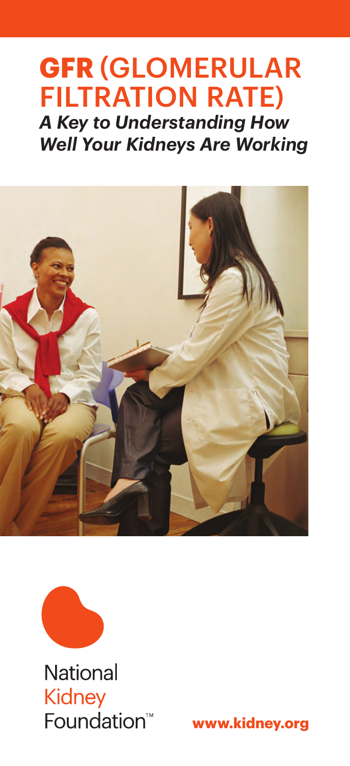# GFR (GLOMERULAR FILTRATION RATE)

***A Key to Understanding How Well Your Kidneys Are Working***

National Kidney Foundation™

**www.kidney.org**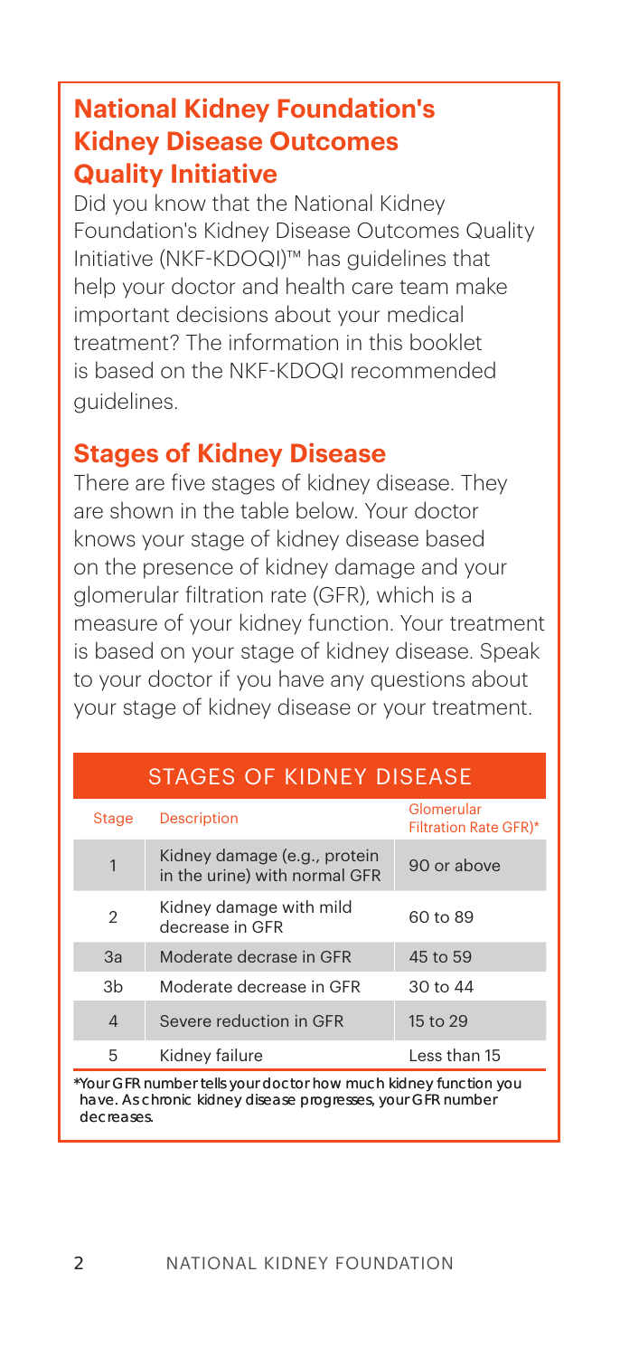## National Kidney Foundation's Kidney Disease Outcomes Quality Initiative

Did you know that the National Kidney Foundation's Kidney Disease Outcomes Quality Initiative (NKF-KDOQI)™ has guidelines that help your doctor and health care team make important decisions about your medical treatment? The information in this booklet is based on the NKF-KDOQI recommended guidelines.

## Stages of Kidney Disease

There are five stages of kidney disease. They are shown in the table below. Your doctor knows your stage of kidney disease based on the presence of kidney damage and your glomerular filtration rate (GFR), which is a measure of your kidney function. Your treatment is based on your stage of kidney disease. Speak to your doctor if you have any questions about your stage of kidney disease or your treatment.

**STAGES OF KIDNEY DISEASE**

| Stage | Description | Glomerular Filtration Rate GFR)* |
|---|---|---|
| 1 | Kidney damage (e.g., protein in the urine) with normal GFR | 90 or above |
| 2 | Kidney damage with mild decrease in GFR | 60 to 89 |
| 3a | Moderate decrase in GFR | 45 to 59 |
| 3b | Moderate decrease in GFR | 30 to 44 |
| 4 | Severe reduction in GFR | 15 to 29 |
| 5 | Kidney failure | Less than 15 |

*Your GFR number tells your doctor how much kidney function you have. As chronic kidney disease progresses, your GFR number decreases.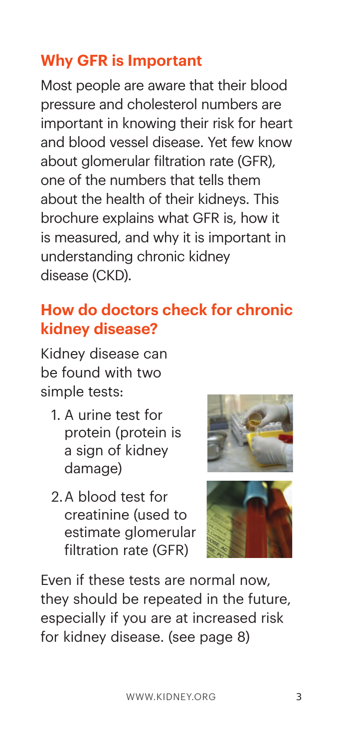## Why GFR is Important

Most people are aware that their blood pressure and cholesterol numbers are important in knowing their risk for heart and blood vessel disease. Yet few know about glomerular filtration rate (GFR), one of the numbers that tells them about the health of their kidneys. This brochure explains what GFR is, how it is measured, and why it is important in understanding chronic kidney disease (CKD).

## How do doctors check for chronic kidney disease?

Kidney disease can be found with two simple tests:

1. A urine test for protein (protein is a sign of kidney damage)
2. A blood test for creatinine (used to estimate glomerular filtration rate (GFR)

Even if these tests are normal now, they should be repeated in the future, especially if you are at increased risk for kidney disease. (see page 8)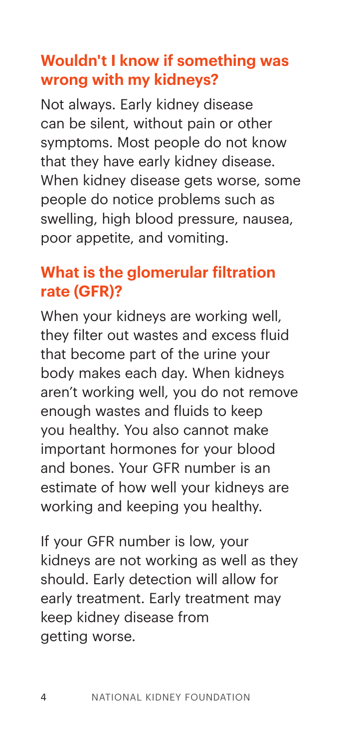## Wouldn't I know if something was wrong with my kidneys?

Not always. Early kidney disease can be silent, without pain or other symptoms. Most people do not know that they have early kidney disease. When kidney disease gets worse, some people do notice problems such as swelling, high blood pressure, nausea, poor appetite, and vomiting.

## What is the glomerular filtration rate (GFR)?

When your kidneys are working well, they filter out wastes and excess fluid that become part of the urine your body makes each day. When kidneys aren't working well, you do not remove enough wastes and fluids to keep you healthy. You also cannot make important hormones for your blood and bones. Your GFR number is an estimate of how well your kidneys are working and keeping you healthy.

If your GFR number is low, your kidneys are not working as well as they should. Early detection will allow for early treatment. Early treatment may keep kidney disease from getting worse.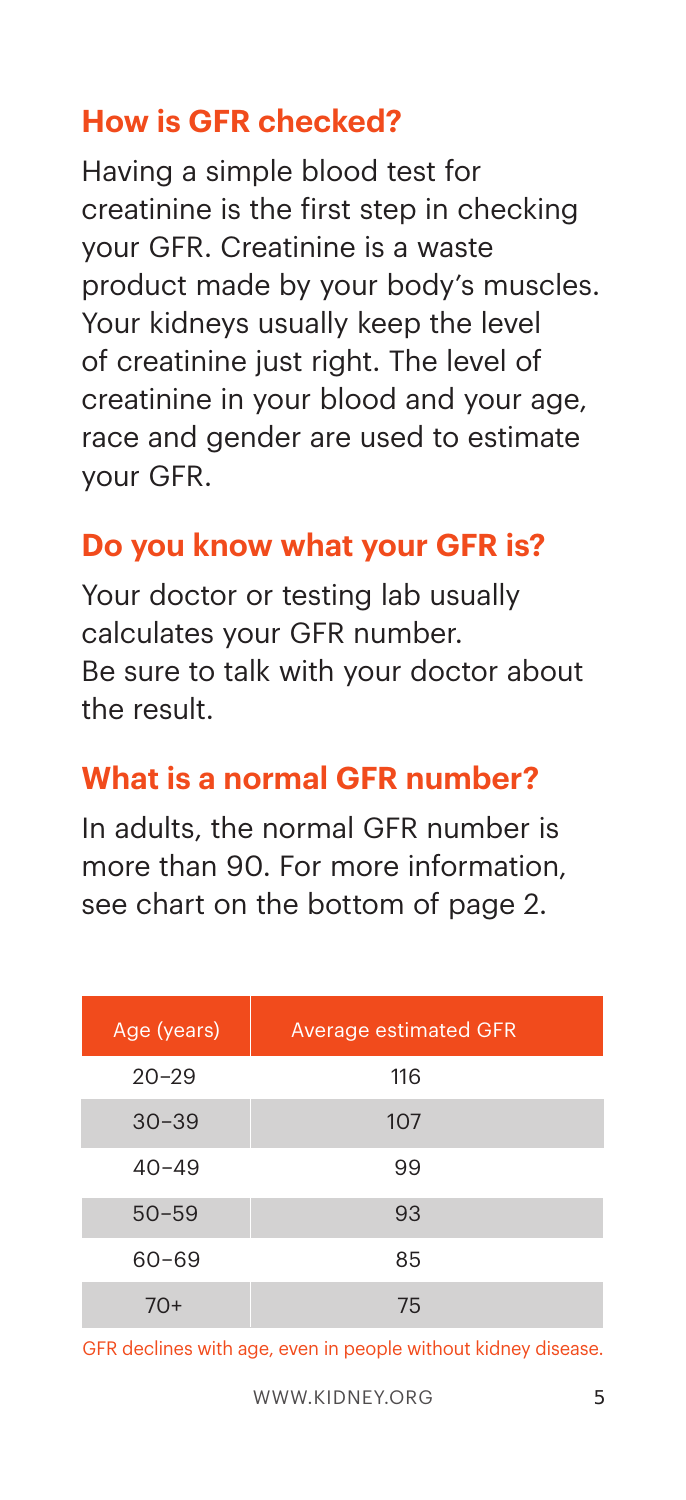## How is GFR checked?

Having a simple blood test for creatinine is the first step in checking your GFR. Creatinine is a waste product made by your body's muscles. Your kidneys usually keep the level of creatinine just right. The level of creatinine in your blood and your age, race and gender are used to estimate your GFR.

## Do you know what your GFR is?

Your doctor or testing lab usually calculates your GFR number. Be sure to talk with your doctor about the result.

## What is a normal GFR number?

In adults, the normal GFR number is more than 90. For more information, see chart on the bottom of page 2.

| Age (years) | Average estimated GFR |
| --- | --- |
| 20–29 | 116 |
| 30–39 | 107 |
| 40–49 | 99 |
| 50–59 | 93 |
| 60–69 | 85 |
| 70+ | 75 |

GFR declines with age, even in people without kidney disease.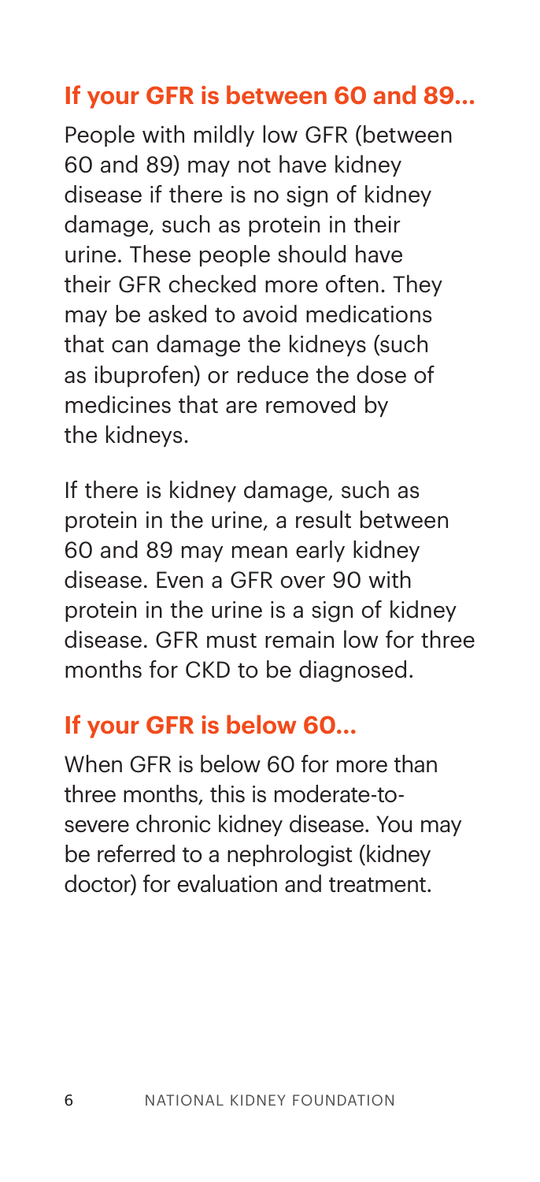## If your GFR is between 60 and 89...

People with mildly low GFR (between 60 and 89) may not have kidney disease if there is no sign of kidney damage, such as protein in their urine. These people should have their GFR checked more often. They may be asked to avoid medications that can damage the kidneys (such as ibuprofen) or reduce the dose of medicines that are removed by the kidneys.

If there is kidney damage, such as protein in the urine, a result between 60 and 89 may mean early kidney disease. Even a GFR over 90 with protein in the urine is a sign of kidney disease. GFR must remain low for three months for CKD to be diagnosed.

## If your GFR is below 60...

When GFR is below 60 for more than three months, this is moderate-to-severe chronic kidney disease. You may be referred to a nephrologist (kidney doctor) for evaluation and treatment.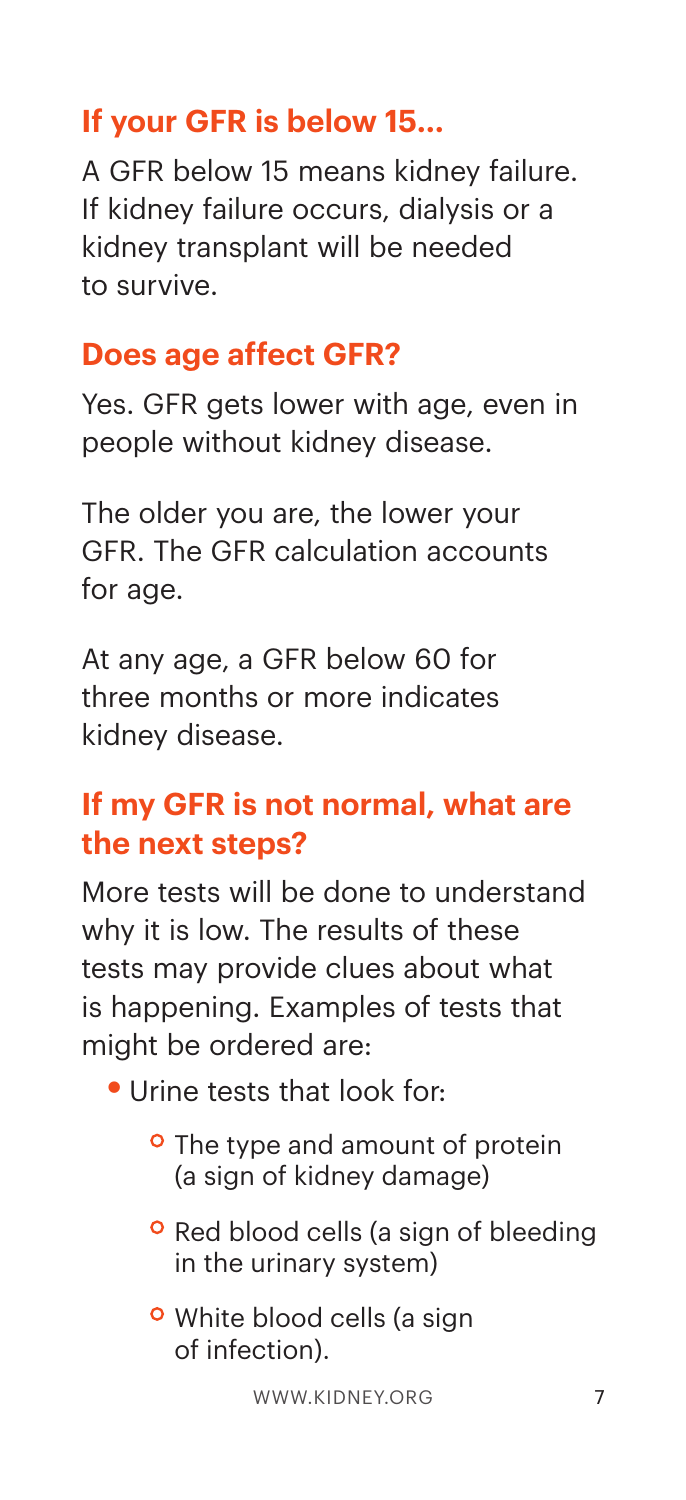## If your GFR is below 15...

A GFR below 15 means kidney failure. If kidney failure occurs, dialysis or a kidney transplant will be needed to survive.

## Does age affect GFR?

Yes. GFR gets lower with age, even in people without kidney disease.

The older you are, the lower your GFR. The GFR calculation accounts for age.

At any age, a GFR below 60 for three months or more indicates kidney disease.

## If my GFR is not normal, what are the next steps?

More tests will be done to understand why it is low. The results of these tests may provide clues about what is happening. Examples of tests that might be ordered are:

- Urine tests that look for:
  - The type and amount of protein (a sign of kidney damage)
  - Red blood cells (a sign of bleeding in the urinary system)
  - White blood cells (a sign of infection).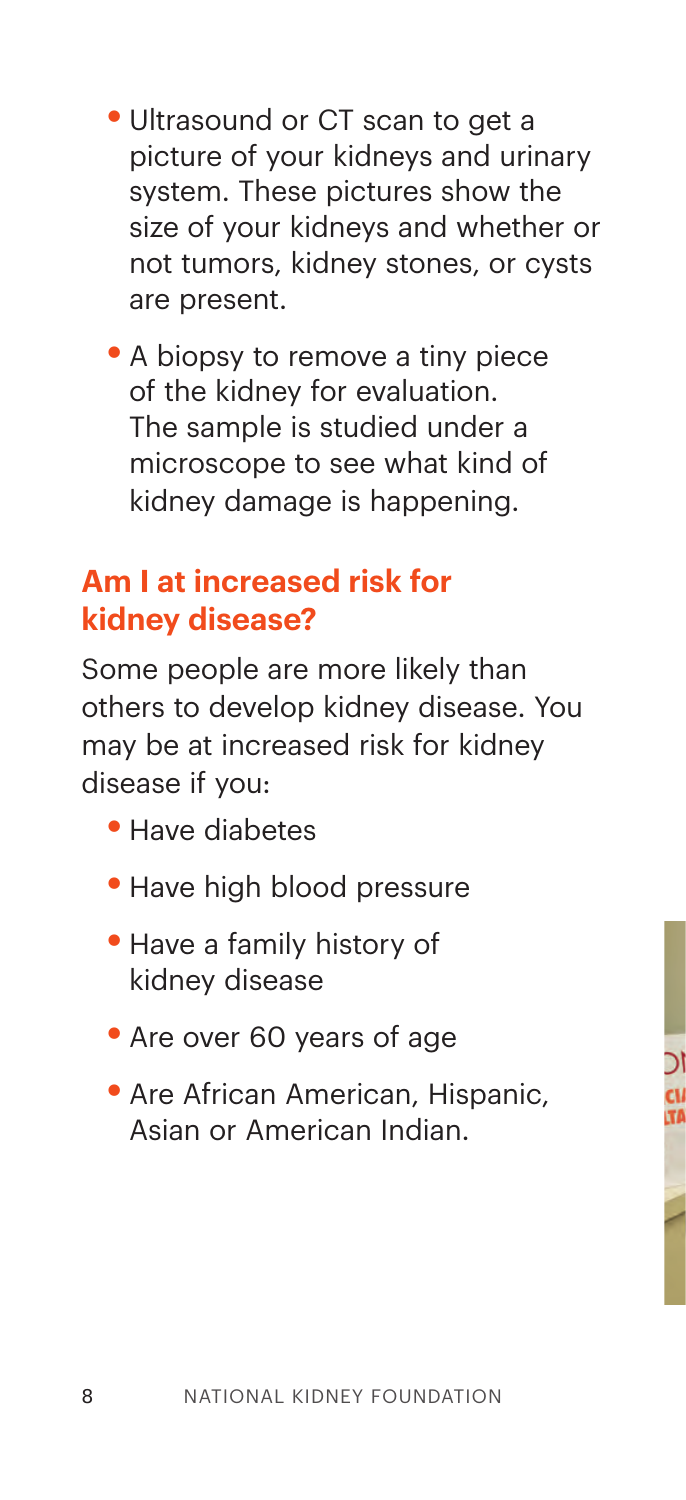- Ultrasound or CT scan to get a picture of your kidneys and urinary system. These pictures show the size of your kidneys and whether or not tumors, kidney stones, or cysts are present.
- A biopsy to remove a tiny piece of the kidney for evaluation. The sample is studied under a microscope to see what kind of kidney damage is happening.

## Am I at increased risk for kidney disease?

Some people are more likely than others to develop kidney disease. You may be at increased risk for kidney disease if you:

- Have diabetes
- Have high blood pressure
- Have a family history of kidney disease
- Are over 60 years of age
- Are African American, Hispanic, Asian or American Indian.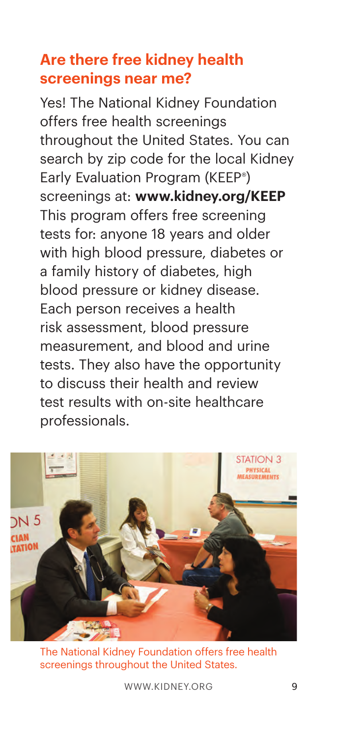## Are there free kidney health screenings near me?

Yes! The National Kidney Foundation offers free health screenings throughout the United States. You can search by zip code for the local Kidney Early Evaluation Program (KEEP®) screenings at: **www.kidney.org/KEEP** This program offers free screening tests for: anyone 18 years and older with high blood pressure, diabetes or a family history of diabetes, high blood pressure or kidney disease. Each person receives a health risk assessment, blood pressure measurement, and blood and urine tests. They also have the opportunity to discuss their health and review test results with on-site healthcare professionals.

The National Kidney Foundation offers free health screenings throughout the United States.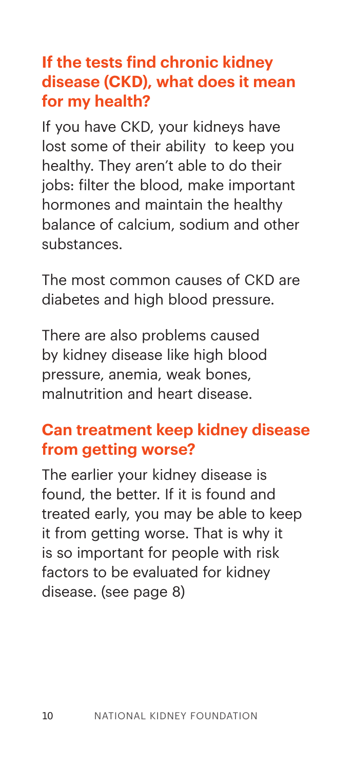## If the tests find chronic kidney disease (CKD), what does it mean for my health?

If you have CKD, your kidneys have lost some of their ability to keep you healthy. They aren't able to do their jobs: filter the blood, make important hormones and maintain the healthy balance of calcium, sodium and other substances.

The most common causes of CKD are diabetes and high blood pressure.

There are also problems caused by kidney disease like high blood pressure, anemia, weak bones, malnutrition and heart disease.

## Can treatment keep kidney disease from getting worse?

The earlier your kidney disease is found, the better. If it is found and treated early, you may be able to keep it from getting worse. That is why it is so important for people with risk factors to be evaluated for kidney disease. (see page 8)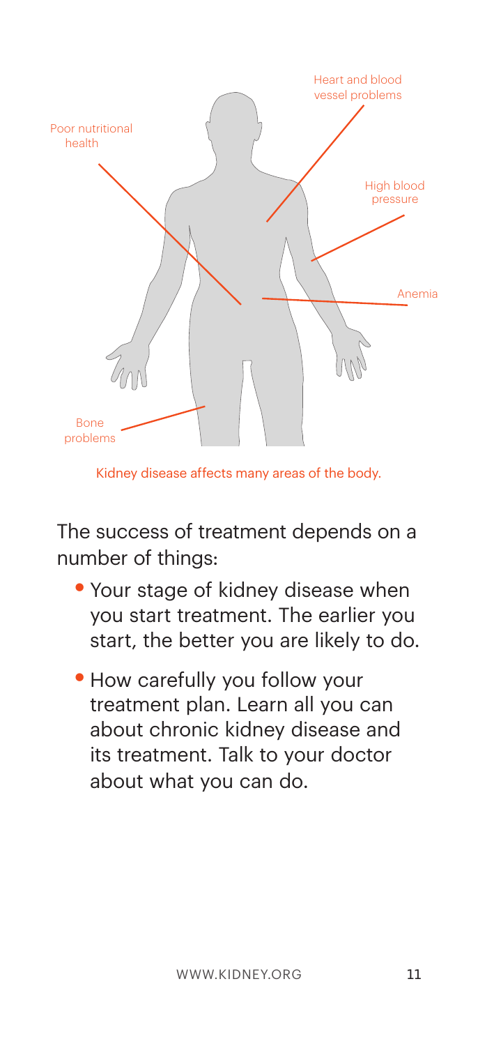Heart and blood vessel problems

Poor nutritional health

High blood pressure

Anemia

Bone problems

Kidney disease affects many areas of the body.

The success of treatment depends on a number of things:

- Your stage of kidney disease when you start treatment. The earlier you start, the better you are likely to do.
- How carefully you follow your treatment plan. Learn all you can about chronic kidney disease and its treatment. Talk to your doctor about what you can do.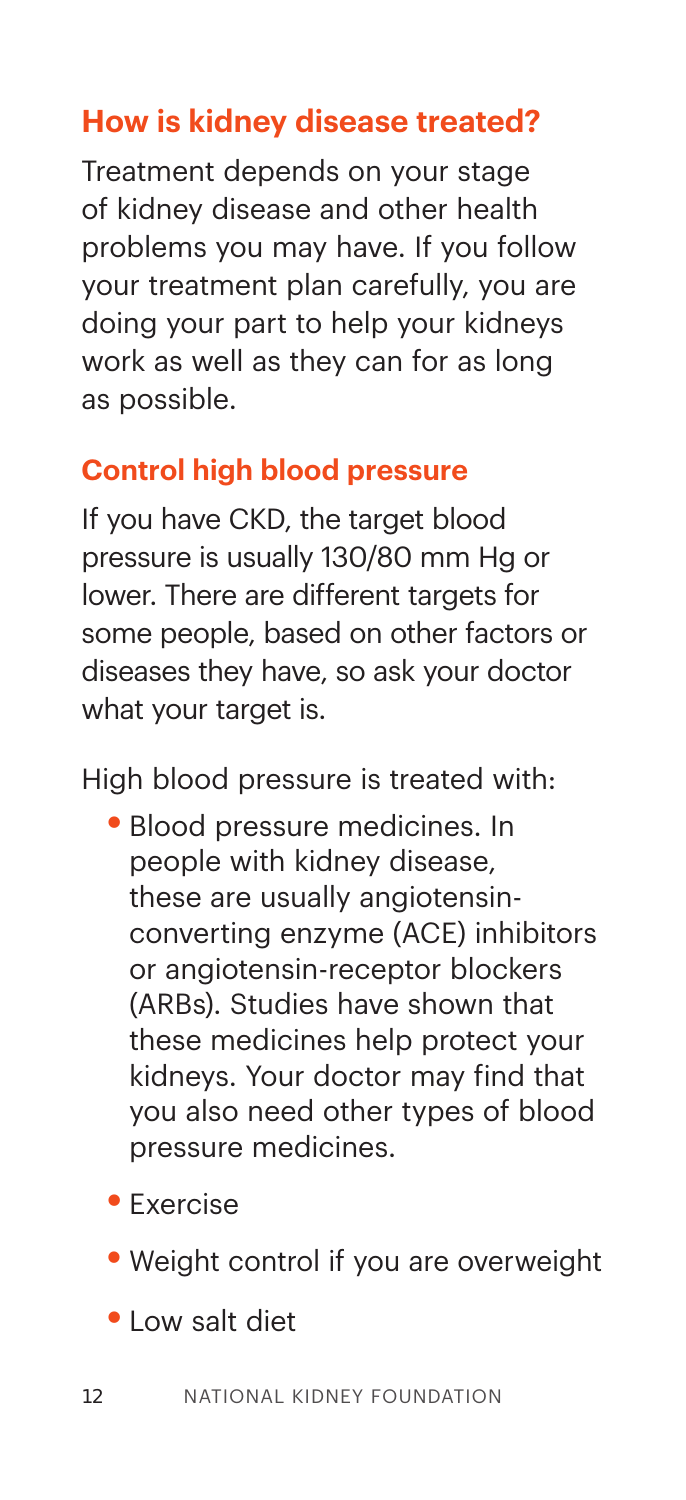## How is kidney disease treated?

Treatment depends on your stage of kidney disease and other health problems you may have. If you follow your treatment plan carefully, you are doing your part to help your kidneys work as well as they can for as long as possible.

### Control high blood pressure

If you have CKD, the target blood pressure is usually 130/80 mm Hg or lower. There are different targets for some people, based on other factors or diseases they have, so ask your doctor what your target is.

High blood pressure is treated with:

- Blood pressure medicines. In people with kidney disease, these are usually angiotensin-converting enzyme (ACE) inhibitors or angiotensin-receptor blockers (ARBs). Studies have shown that these medicines help protect your kidneys. Your doctor may find that you also need other types of blood pressure medicines.
- Exercise
- Weight control if you are overweight
- Low salt diet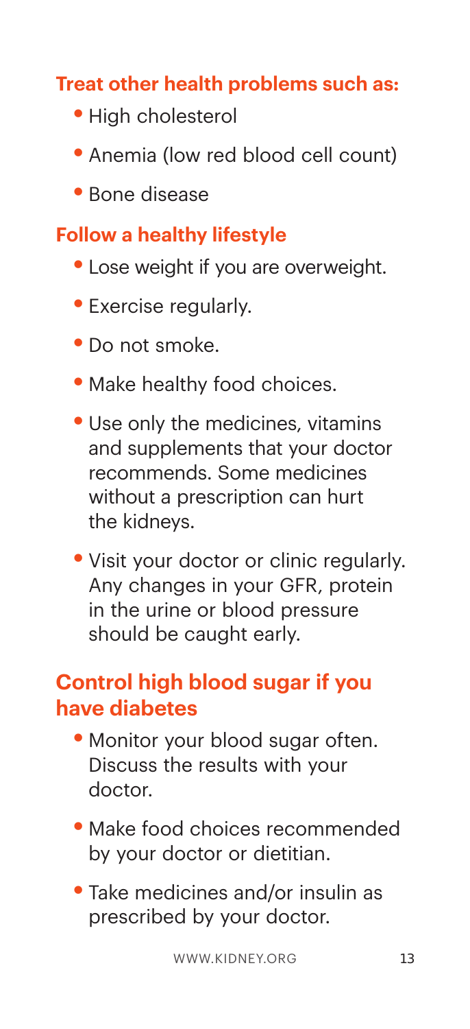### Treat other health problems such as:

- High cholesterol
- Anemia (low red blood cell count)
- Bone disease

### Follow a healthy lifestyle

- Lose weight if you are overweight.
- Exercise regularly.
- Do not smoke.
- Make healthy food choices.
- Use only the medicines, vitamins and supplements that your doctor recommends. Some medicines without a prescription can hurt the kidneys.
- Visit your doctor or clinic regularly. Any changes in your GFR, protein in the urine or blood pressure should be caught early.

## Control high blood sugar if you have diabetes

- Monitor your blood sugar often. Discuss the results with your doctor.
- Make food choices recommended by your doctor or dietitian.
- Take medicines and/or insulin as prescribed by your doctor.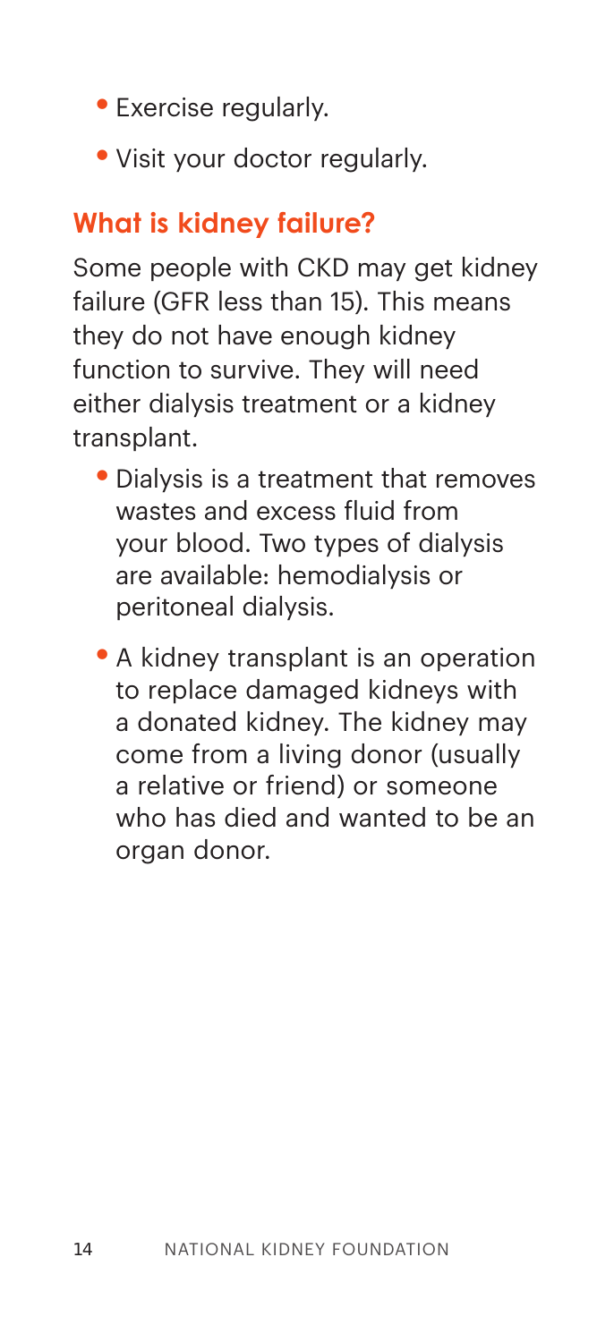- Exercise regularly.
- Visit your doctor regularly.

## What is kidney failure?

Some people with CKD may get kidney failure (GFR less than 15). This means they do not have enough kidney function to survive. They will need either dialysis treatment or a kidney transplant.

- Dialysis is a treatment that removes wastes and excess fluid from your blood. Two types of dialysis are available: hemodialysis or peritoneal dialysis.
- A kidney transplant is an operation to replace damaged kidneys with a donated kidney. The kidney may come from a living donor (usually a relative or friend) or someone who has died and wanted to be an organ donor.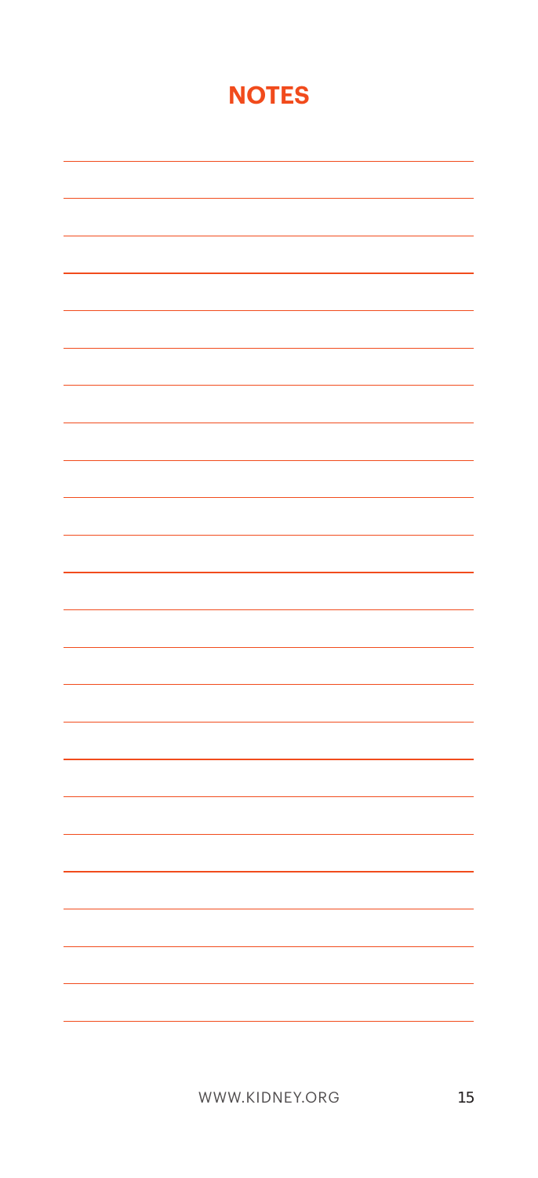# NOTES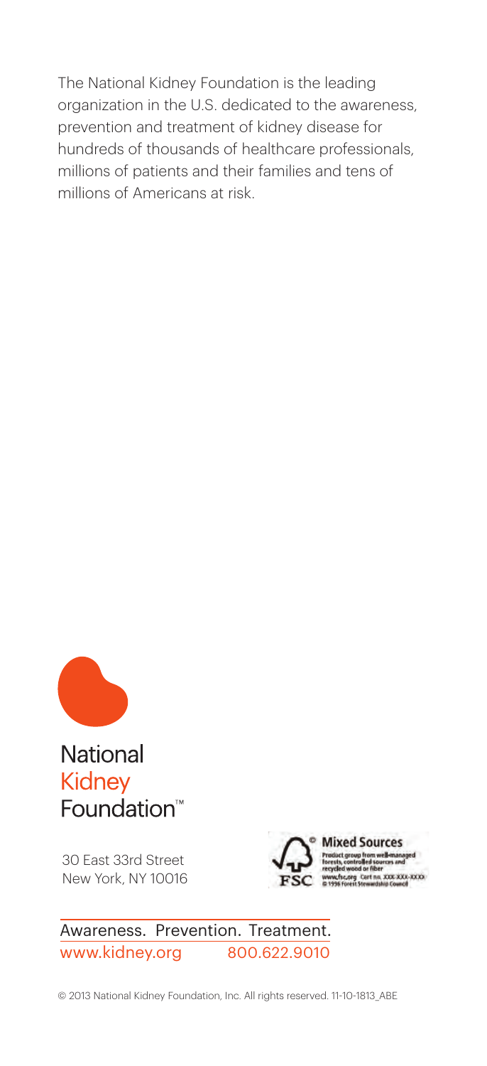The National Kidney Foundation is the leading organization in the U.S. dedicated to the awareness, prevention and treatment of kidney disease for hundreds of thousands of healthcare professionals, millions of patients and their families and tens of millions of Americans at risk.

National
Kidney
Foundation™

30 East 33rd Street
New York, NY 10016

Mixed Sources
Product group from well-managed forests, controlled sources and recycled wood or fiber
www.fsc.org Cert no. XXX-XXX-XXXX
© 1996 Forest Stewardship Council

Awareness. Prevention. Treatment.
www.kidney.org 800.622.9010

© 2013 National Kidney Foundation, Inc. All rights reserved. 11-10-1813_ABE